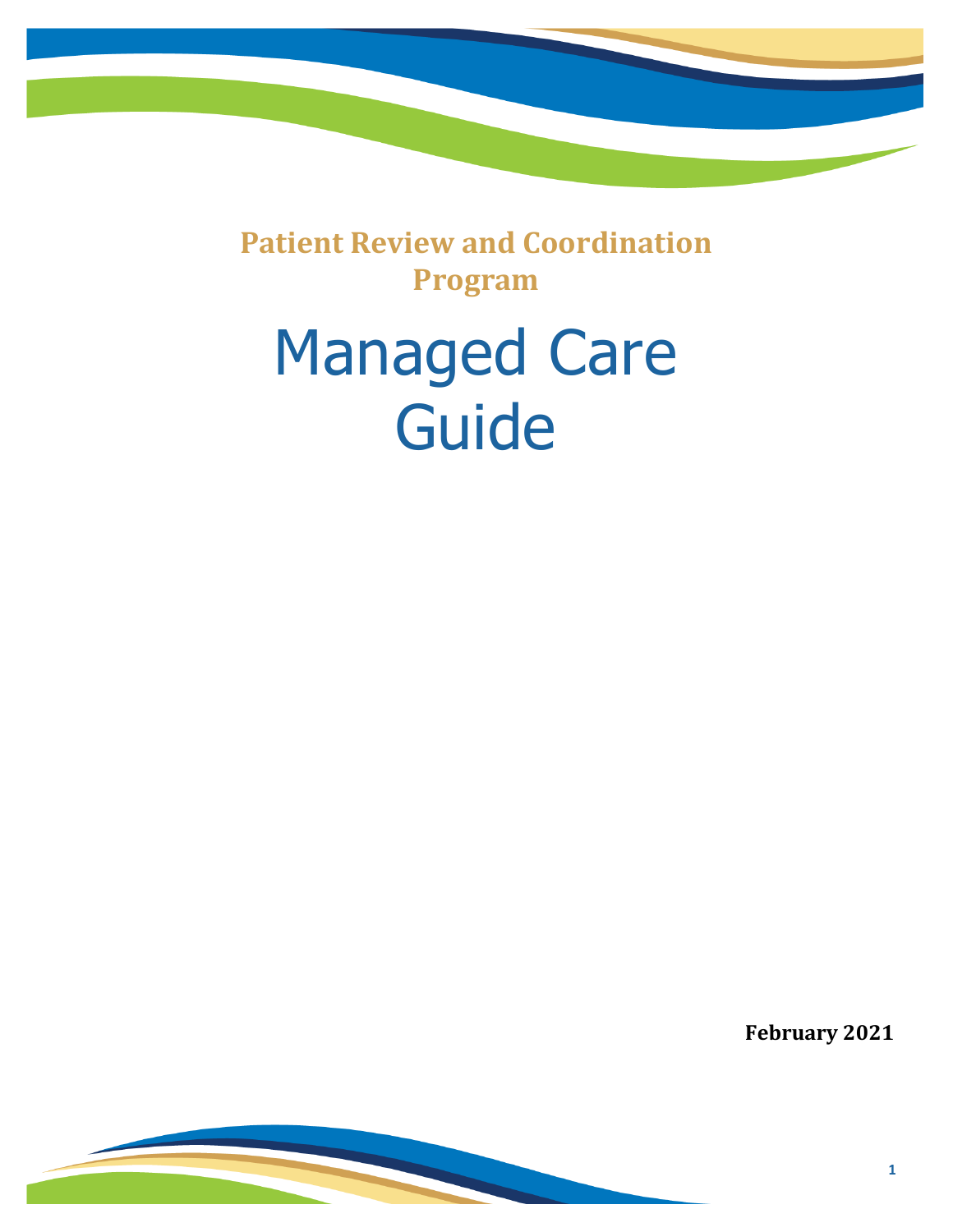**Patient Review and Coordination Program**

# Managed Care Guide

**February 2021**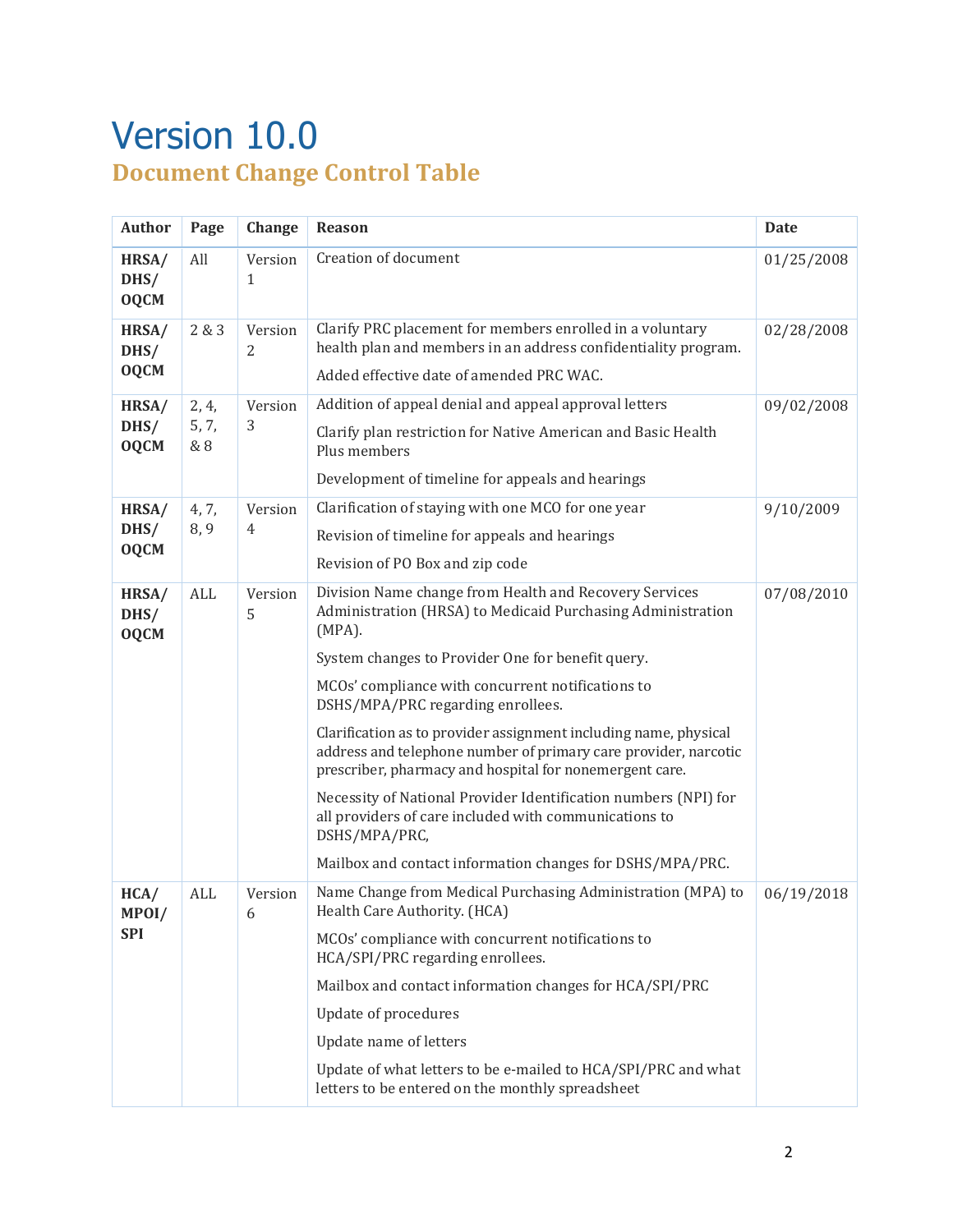# Version 10.0

## Document Change Control Table

| Author | Page | Change | Reason | Date |
|---|---|---|---|---|
| **HRSA/ DHS/ OQCM** | All | Version 1 | Creation of document | 01/25/2008 |
| **HRSA/ DHS/ OQCM** | 2 & 3 | Version 2 | Clarify PRC placement for members enrolled in a voluntary health plan and members in an address confidentiality program.<br><br>Added effective date of amended PRC WAC. | 02/28/2008 |
| **HRSA/ DHS/ OQCM** | 2, 4, 5, 7, & 8 | Version 3 | Addition of appeal denial and appeal approval letters<br><br>Clarify plan restriction for Native American and Basic Health Plus members<br><br>Development of timeline for appeals and hearings | 09/02/2008 |
| **HRSA/ DHS/ OQCM** | 4, 7, 8, 9 | Version 4 | Clarification of staying with one MCO for one year<br><br>Revision of timeline for appeals and hearings<br><br>Revision of PO Box and zip code | 9/10/2009 |
| **HRSA/ DHS/ OQCM** | ALL | Version 5 | Division Name change from Health and Recovery Services Administration (HRSA) to Medicaid Purchasing Administration (MPA).<br><br>System changes to Provider One for benefit query.<br><br>MCOs' compliance with concurrent notifications to DSHS/MPA/PRC regarding enrollees.<br><br>Clarification as to provider assignment including name, physical address and telephone number of primary care provider, narcotic prescriber, pharmacy and hospital for nonemergent care.<br><br>Necessity of National Provider Identification numbers (NPI) for all providers of care included with communications to DSHS/MPA/PRC,<br><br>Mailbox and contact information changes for DSHS/MPA/PRC. | 07/08/2010 |
| **HCA/ MPOI/ SPI** | ALL | Version 6 | Name Change from Medical Purchasing Administration (MPA) to Health Care Authority. (HCA)<br><br>MCOs' compliance with concurrent notifications to HCA/SPI/PRC regarding enrollees.<br><br>Mailbox and contact information changes for HCA/SPI/PRC<br><br>Update of procedures<br><br>Update name of letters<br><br>Update of what letters to be e-mailed to HCA/SPI/PRC and what letters to be entered on the monthly spreadsheet | 06/19/2018 |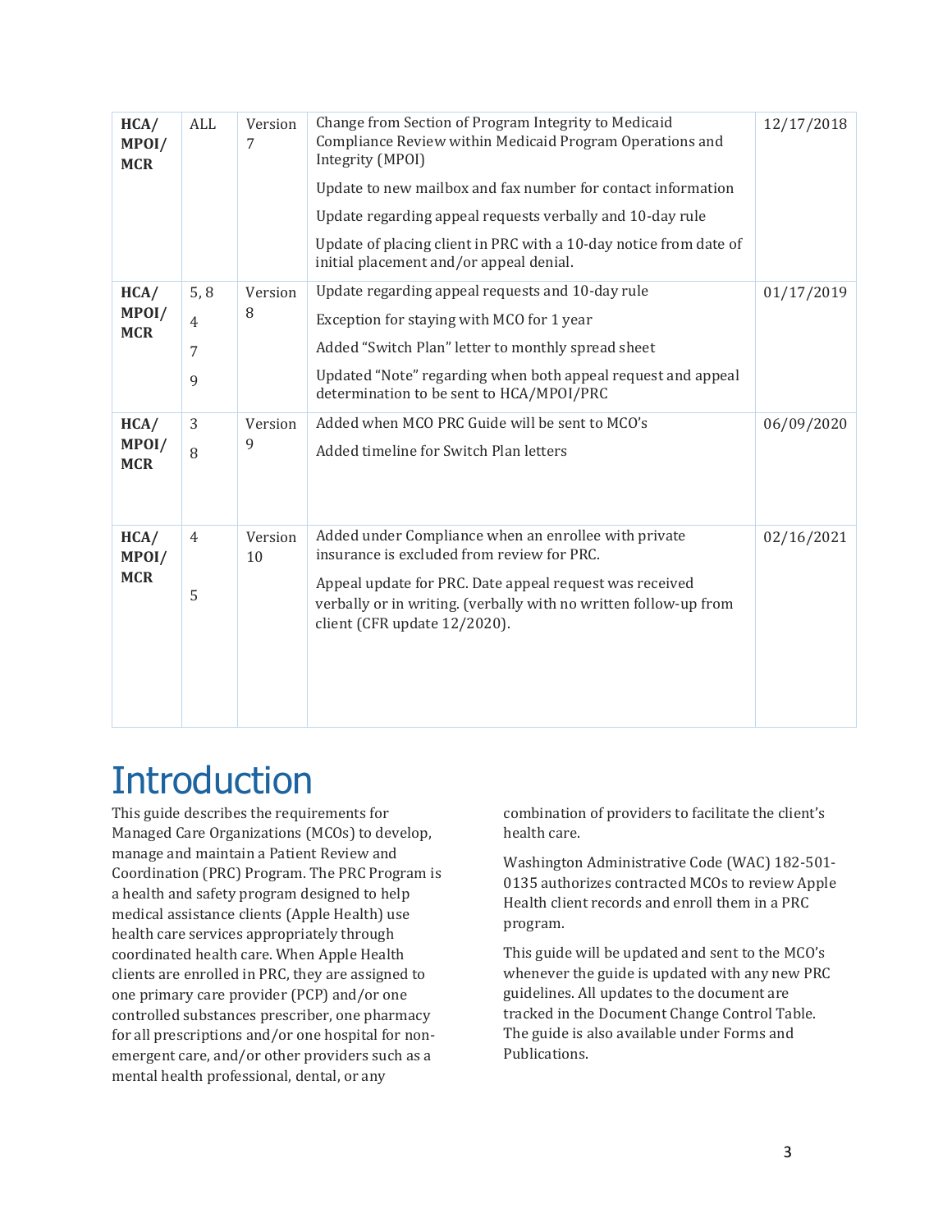| | | | | |
|---|---|---|---|---|
| **HCA/ MPOI/ MCR** | ALL | Version 7 | Change from Section of Program Integrity to Medicaid Compliance Review within Medicaid Program Operations and Integrity (MPOI)<br><br>Update to new mailbox and fax number for contact information<br><br>Update regarding appeal requests verbally and 10-day rule<br><br>Update of placing client in PRC with a 10-day notice from date of initial placement and/or appeal denial. | 12/17/2018 |
| **HCA/ MPOI/ MCR** | 5, 8<br><br>4<br><br>7<br><br>9 | Version 8 | Update regarding appeal requests and 10-day rule<br><br>Exception for staying with MCO for 1 year<br><br>Added "Switch Plan" letter to monthly spread sheet<br><br>Updated "Note" regarding when both appeal request and appeal determination to be sent to HCA/MPOI/PRC | 01/17/2019 |
| **HCA/ MPOI/ MCR** | 3<br><br>8 | Version 9 | Added when MCO PRC Guide will be sent to MCO's<br><br>Added timeline for Switch Plan letters | 06/09/2020 |
| **HCA/ MPOI/ MCR** | 4<br><br>5 | Version 10 | Added under Compliance when an enrollee with private insurance is excluded from review for PRC.<br><br>Appeal update for PRC. Date appeal request was received verbally or in writing. (verbally with no written follow-up from client (CFR update 12/2020). | 02/16/2021 |

# Introduction

This guide describes the requirements for Managed Care Organizations (MCOs) to develop, manage and maintain a Patient Review and Coordination (PRC) Program. The PRC Program is a health and safety program designed to help medical assistance clients (Apple Health) use health care services appropriately through coordinated health care. When Apple Health clients are enrolled in PRC, they are assigned to one primary care provider (PCP) and/or one controlled substances prescriber, one pharmacy for all prescriptions and/or one hospital for non-emergent care, and/or other providers such as a mental health professional, dental, or any combination of providers to facilitate the client's health care.

Washington Administrative Code (WAC) 182-501-0135 authorizes contracted MCOs to review Apple Health client records and enroll them in a PRC program.

This guide will be updated and sent to the MCO's whenever the guide is updated with any new PRC guidelines. All updates to the document are tracked in the Document Change Control Table. The guide is also available under Forms and Publications.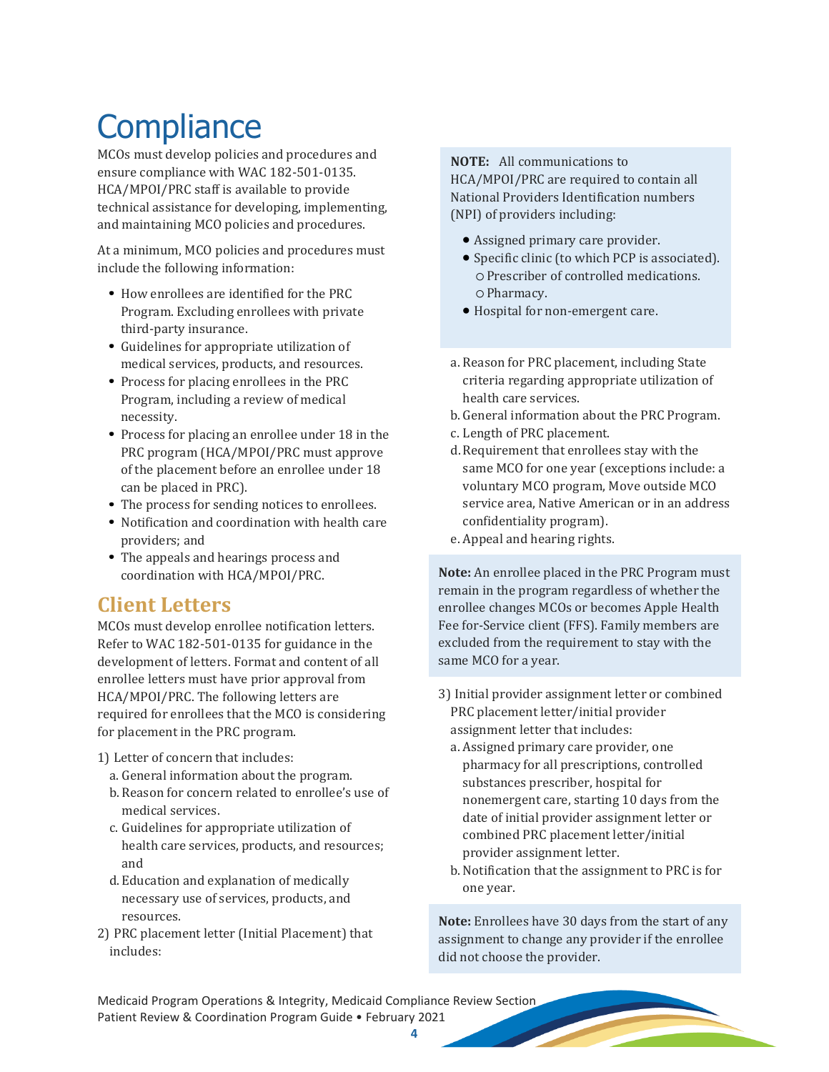# Compliance

MCOs must develop policies and procedures and ensure compliance with WAC 182-501-0135. HCA/MPOI/PRC staff is available to provide technical assistance for developing, implementing, and maintaining MCO policies and procedures.

At a minimum, MCO policies and procedures must include the following information:

- How enrollees are identified for the PRC Program. Excluding enrollees with private third-party insurance.
- Guidelines for appropriate utilization of medical services, products, and resources.
- Process for placing enrollees in the PRC Program, including a review of medical necessity.
- Process for placing an enrollee under 18 in the PRC program (HCA/MPOI/PRC must approve of the placement before an enrollee under 18 can be placed in PRC).
- The process for sending notices to enrollees.
- Notification and coordination with health care providers; and
- The appeals and hearings process and coordination with HCA/MPOI/PRC.

## Client Letters

MCOs must develop enrollee notification letters. Refer to WAC 182-501-0135 for guidance in the development of letters. Format and content of all enrollee letters must have prior approval from HCA/MPOI/PRC. The following letters are required for enrollees that the MCO is considering for placement in the PRC program.

1) Letter of concern that includes:
   a. General information about the program.
   b. Reason for concern related to enrollee's use of medical services.
   c. Guidelines for appropriate utilization of health care services, products, and resources; and
   d. Education and explanation of medically necessary use of services, products, and resources.
2) PRC placement letter (Initial Placement) that includes:

> **NOTE:** All communications to HCA/MPOI/PRC are required to contain all National Providers Identification numbers (NPI) of providers including:
>
> - Assigned primary care provider.
> - Specific clinic (to which PCP is associated).
>   - Prescriber of controlled medications.
>   - Pharmacy.
> - Hospital for non-emergent care.

   a. Reason for PRC placement, including State criteria regarding appropriate utilization of health care services.
   b. General information about the PRC Program.
   c. Length of PRC placement.
   d. Requirement that enrollees stay with the same MCO for one year (exceptions include: a voluntary MCO program, Move outside MCO service area, Native American or in an address confidentiality program).
   e. Appeal and hearing rights.

> **Note:** An enrollee placed in the PRC Program must remain in the program regardless of whether the enrollee changes MCOs or becomes Apple Health Fee for-Service client (FFS). Family members are excluded from the requirement to stay with the same MCO for a year.

3) Initial provider assignment letter or combined PRC placement letter/initial provider assignment letter that includes:
   a. Assigned primary care provider, one pharmacy for all prescriptions, controlled substances prescriber, hospital for nonemergent care, starting 10 days from the date of initial provider assignment letter or combined PRC placement letter/initial provider assignment letter.
   b. Notification that the assignment to PRC is for one year.

> **Note:** Enrollees have 30 days from the start of any assignment to change any provider if the enrollee did not choose the provider.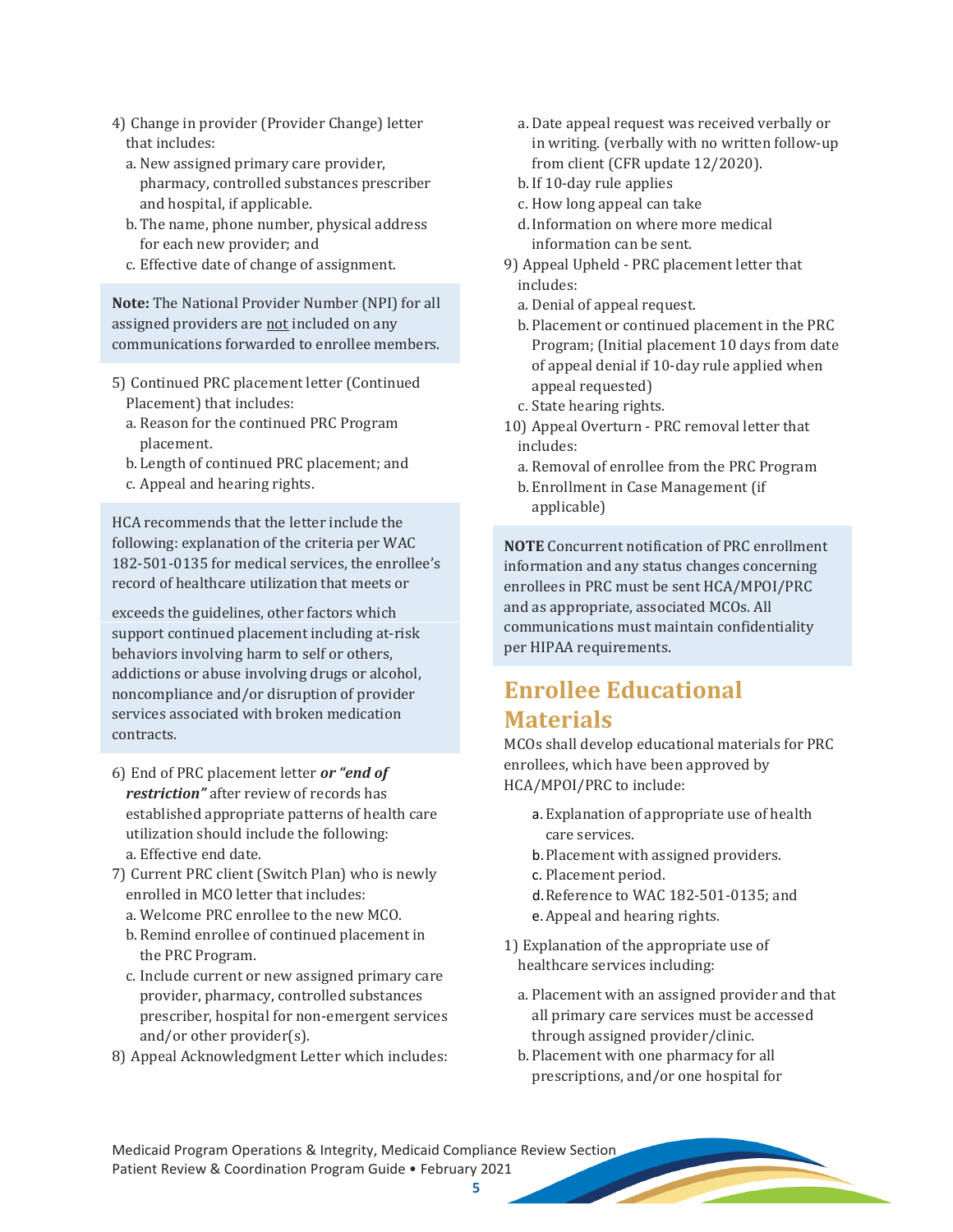4) Change in provider (Provider Change) letter that includes:
   a. New assigned primary care provider, pharmacy, controlled substances prescriber and hospital, if applicable.
   b. The name, phone number, physical address for each new provider; and
   c. Effective date of change of assignment.

**Note:** The National Provider Number (NPI) for all assigned providers are not included on any communications forwarded to enrollee members.

5) Continued PRC placement letter (Continued Placement) that includes:
   a. Reason for the continued PRC Program placement.
   b. Length of continued PRC placement; and
   c. Appeal and hearing rights.

HCA recommends that the letter include the following: explanation of the criteria per WAC 182-501-0135 for medical services, the enrollee's record of healthcare utilization that meets or exceeds the guidelines, other factors which support continued placement including at-risk behaviors involving harm to self or others, addictions or abuse involving drugs or alcohol, noncompliance and/or disruption of provider services associated with broken medication contracts.

6) End of PRC placement letter ***or "end of restriction"*** after review of records has established appropriate patterns of health care utilization should include the following:
   a. Effective end date.
7) Current PRC client (Switch Plan) who is newly enrolled in MCO letter that includes:
   a. Welcome PRC enrollee to the new MCO.
   b. Remind enrollee of continued placement in the PRC Program.
   c. Include current or new assigned primary care provider, pharmacy, controlled substances prescriber, hospital for non-emergent services and/or other provider(s).
8) Appeal Acknowledgment Letter which includes:
   a. Date appeal request was received verbally or in writing. (verbally with no written follow-up from client (CFR update 12/2020).
   b. If 10-day rule applies
   c. How long appeal can take
   d. Information on where more medical information can be sent.
9) Appeal Upheld - PRC placement letter that includes:
   a. Denial of appeal request.
   b. Placement or continued placement in the PRC Program; (Initial placement 10 days from date of appeal denial if 10-day rule applied when appeal requested)
   c. State hearing rights.
10) Appeal Overturn - PRC removal letter that includes:
   a. Removal of enrollee from the PRC Program
   b. Enrollment in Case Management (if applicable)

**NOTE** Concurrent notification of PRC enrollment information and any status changes concerning enrollees in PRC must be sent HCA/MPOI/PRC and as appropriate, associated MCOs. All communications must maintain confidentiality per HIPAA requirements.

## Enrollee Educational Materials

MCOs shall develop educational materials for PRC enrollees, which have been approved by HCA/MPOI/PRC to include:

a. Explanation of appropriate use of health care services.
b. Placement with assigned providers.
c. Placement period.
d. Reference to WAC 182-501-0135; and
e. Appeal and hearing rights.

1) Explanation of the appropriate use of healthcare services including:
   a. Placement with an assigned provider and that all primary care services must be accessed through assigned provider/clinic.
   b. Placement with one pharmacy for all prescriptions, and/or one hospital for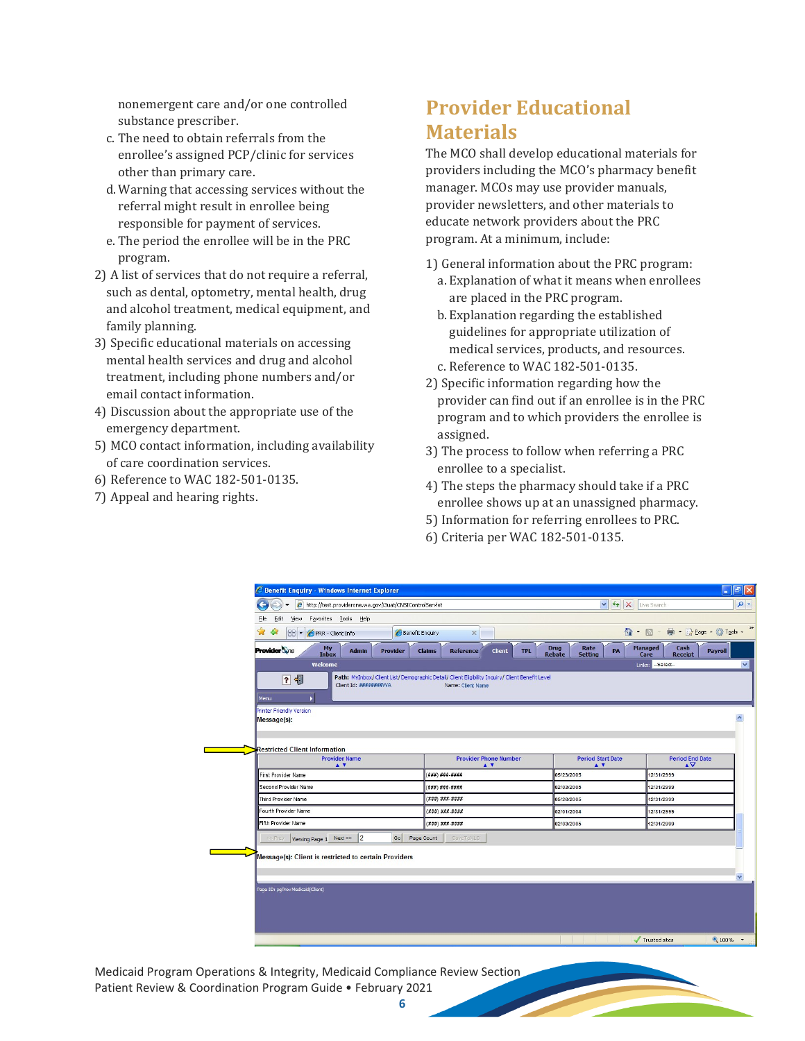nonemergent care and/or one controlled substance prescriber.

c. The need to obtain referrals from the enrollee's assigned PCP/clinic for services other than primary care.
d. Warning that accessing services without the referral might result in enrollee being responsible for payment of services.
e. The period the enrollee will be in the PRC program.

2) A list of services that do not require a referral, such as dental, optometry, mental health, drug and alcohol treatment, medical equipment, and family planning.
3) Specific educational materials on accessing mental health services and drug and alcohol treatment, including phone numbers and/or email contact information.
4) Discussion about the appropriate use of the emergency department.
5) MCO contact information, including availability of care coordination services.
6) Reference to WAC 182-501-0135.
7) Appeal and hearing rights.

## Provider Educational Materials

The MCO shall develop educational materials for providers including the MCO's pharmacy benefit manager. MCOs may use provider manuals, provider newsletters, and other materials to educate network providers about the PRC program. At a minimum, include:

1) General information about the PRC program:
   a. Explanation of what it means when enrollees are placed in the PRC program.
   b. Explanation regarding the established guidelines for appropriate utilization of medical services, products, and resources.
   c. Reference to WAC 182-501-0135.
2) Specific information regarding how the provider can find out if an enrollee is in the PRC program and to which providers the enrollee is assigned.
3) The process to follow when referring a PRC enrollee to a specialist.
4) The steps the pharmacy should take if a PRC enrollee shows up at an unassigned pharmacy.
5) Information for referring enrollees to PRC.
6) Criteria per WAC 182-501-0135.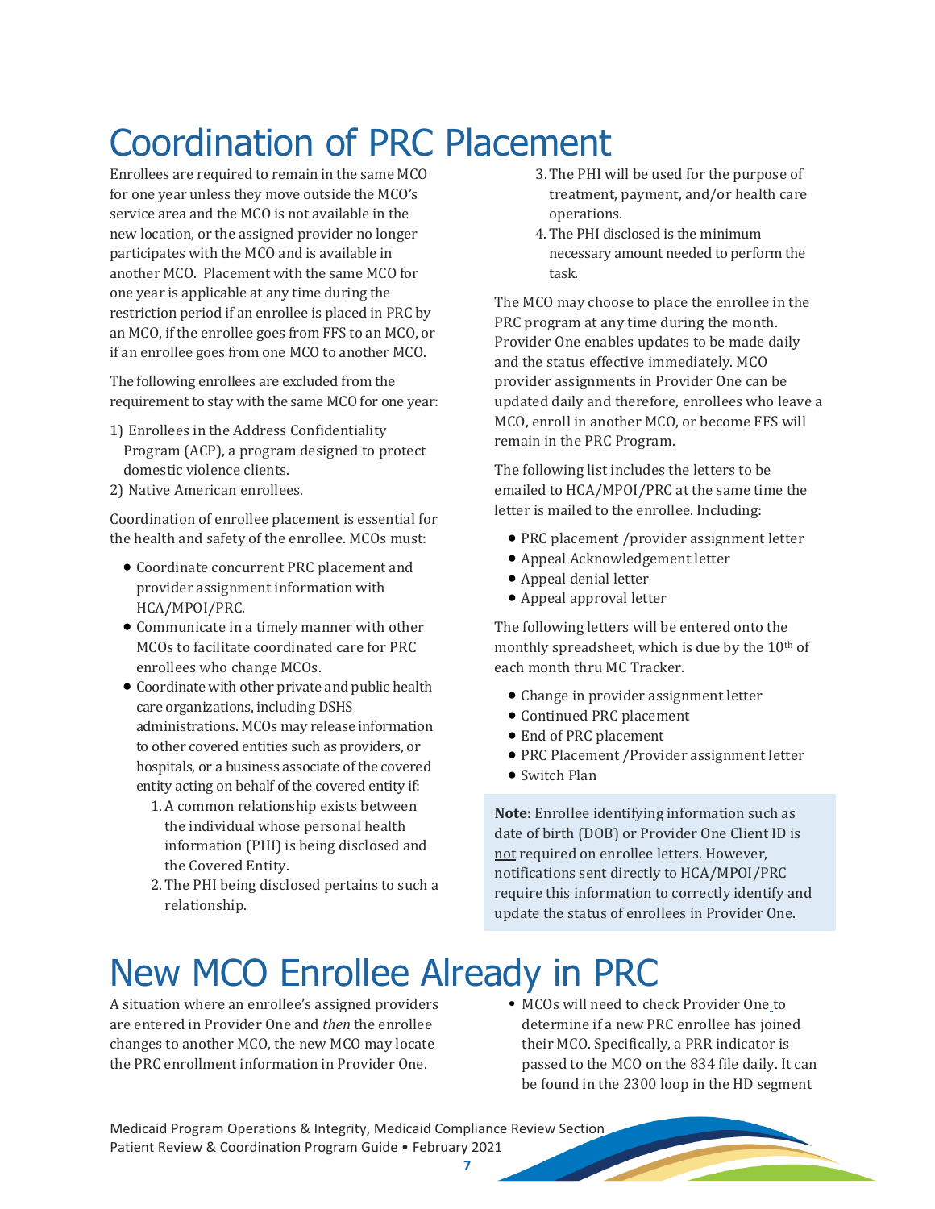# Coordination of PRC Placement

Enrollees are required to remain in the same MCO for one year unless they move outside the MCO's service area and the MCO is not available in the new location, or the assigned provider no longer participates with the MCO and is available in another MCO. Placement with the same MCO for one year is applicable at any time during the restriction period if an enrollee is placed in PRC by an MCO, if the enrollee goes from FFS to an MCO, or if an enrollee goes from one MCO to another MCO.

The following enrollees are excluded from the requirement to stay with the same MCO for one year:

1) Enrollees in the Address Confidentiality Program (ACP), a program designed to protect domestic violence clients.
2) Native American enrollees.

Coordination of enrollee placement is essential for the health and safety of the enrollee. MCOs must:

- Coordinate concurrent PRC placement and provider assignment information with HCA/MPOI/PRC.
- Communicate in a timely manner with other MCOs to facilitate coordinated care for PRC enrollees who change MCOs.
- Coordinate with other private and public health care organizations, including DSHS administrations. MCOs may release information to other covered entities such as providers, or hospitals, or a business associate of the covered entity acting on behalf of the covered entity if:
  1. A common relationship exists between the individual whose personal health information (PHI) is being disclosed and the Covered Entity.
  2. The PHI being disclosed pertains to such a relationship.
  3. The PHI will be used for the purpose of treatment, payment, and/or health care operations.
  4. The PHI disclosed is the minimum necessary amount needed to perform the task.

The MCO may choose to place the enrollee in the PRC program at any time during the month. Provider One enables updates to be made daily and the status effective immediately. MCO provider assignments in Provider One can be updated daily and therefore, enrollees who leave a MCO, enroll in another MCO, or become FFS will remain in the PRC Program.

The following list includes the letters to be emailed to HCA/MPOI/PRC at the same time the letter is mailed to the enrollee. Including:

- PRC placement /provider assignment letter
- Appeal Acknowledgement letter
- Appeal denial letter
- Appeal approval letter

The following letters will be entered onto the monthly spreadsheet, which is due by the 10th of each month thru MC Tracker.

- Change in provider assignment letter
- Continued PRC placement
- End of PRC placement
- PRC Placement /Provider assignment letter
- Switch Plan

**Note:** Enrollee identifying information such as date of birth (DOB) or Provider One Client ID is not required on enrollee letters. However, notifications sent directly to HCA/MPOI/PRC require this information to correctly identify and update the status of enrollees in Provider One.

# New MCO Enrollee Already in PRC

A situation where an enrollee's assigned providers are entered in Provider One and *then* the enrollee changes to another MCO, the new MCO may locate the PRC enrollment information in Provider One.

- MCOs will need to check Provider One to determine if a new PRC enrollee has joined their MCO. Specifically, a PRR indicator is passed to the MCO on the 834 file daily. It can be found in the 2300 loop in the HD segment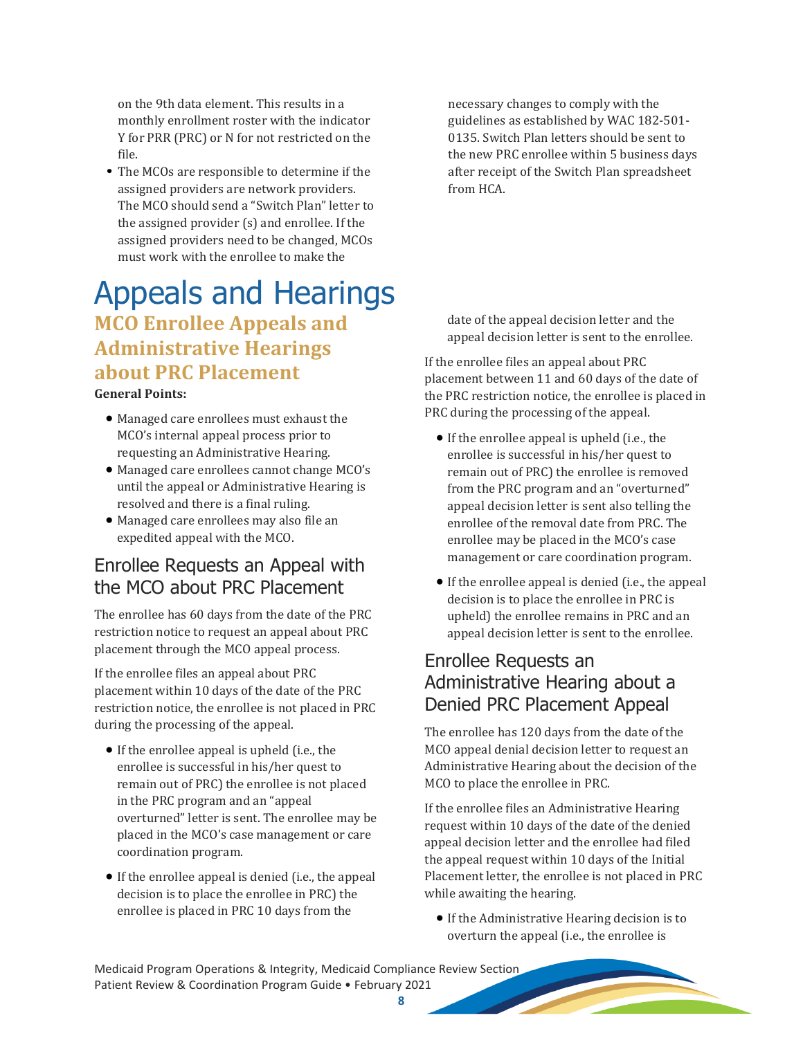on the 9th data element. This results in a monthly enrollment roster with the indicator Y for PRR (PRC) or N for not restricted on the file.

- The MCOs are responsible to determine if the assigned providers are network providers. The MCO should send a "Switch Plan" letter to the assigned provider (s) and enrollee. If the assigned providers need to be changed, MCOs must work with the enrollee to make the necessary changes to comply with the guidelines as established by WAC 182-501-0135. Switch Plan letters should be sent to the new PRC enrollee within 5 business days after receipt of the Switch Plan spreadsheet from HCA.

# Appeals and Hearings

## MCO Enrollee Appeals and Administrative Hearings about PRC Placement

**General Points:**

- Managed care enrollees must exhaust the MCO's internal appeal process prior to requesting an Administrative Hearing.
- Managed care enrollees cannot change MCO's until the appeal or Administrative Hearing is resolved and there is a final ruling.
- Managed care enrollees may also file an expedited appeal with the MCO.

### Enrollee Requests an Appeal with the MCO about PRC Placement

The enrollee has 60 days from the date of the PRC restriction notice to request an appeal about PRC placement through the MCO appeal process.

If the enrollee files an appeal about PRC placement within 10 days of the date of the PRC restriction notice, the enrollee is not placed in PRC during the processing of the appeal.

- If the enrollee appeal is upheld (i.e., the enrollee is successful in his/her quest to remain out of PRC) the enrollee is not placed in the PRC program and an "appeal overturned" letter is sent. The enrollee may be placed in the MCO's case management or care coordination program.
- If the enrollee appeal is denied (i.e., the appeal decision is to place the enrollee in PRC) the enrollee is placed in PRC 10 days from the date of the appeal decision letter and the appeal decision letter is sent to the enrollee.

If the enrollee files an appeal about PRC placement between 11 and 60 days of the date of the PRC restriction notice, the enrollee is placed in PRC during the processing of the appeal.

- If the enrollee appeal is upheld (i.e., the enrollee is successful in his/her quest to remain out of PRC) the enrollee is removed from the PRC program and an "overturned" appeal decision letter is sent also telling the enrollee of the removal date from PRC. The enrollee may be placed in the MCO's case management or care coordination program.
- If the enrollee appeal is denied (i.e., the appeal decision is to place the enrollee in PRC is upheld) the enrollee remains in PRC and an appeal decision letter is sent to the enrollee.

### Enrollee Requests an Administrative Hearing about a Denied PRC Placement Appeal

The enrollee has 120 days from the date of the MCO appeal denial decision letter to request an Administrative Hearing about the decision of the MCO to place the enrollee in PRC.

If the enrollee files an Administrative Hearing request within 10 days of the date of the denied appeal decision letter and the enrollee had filed the appeal request within 10 days of the Initial Placement letter, the enrollee is not placed in PRC while awaiting the hearing.

- If the Administrative Hearing decision is to overturn the appeal (i.e., the enrollee is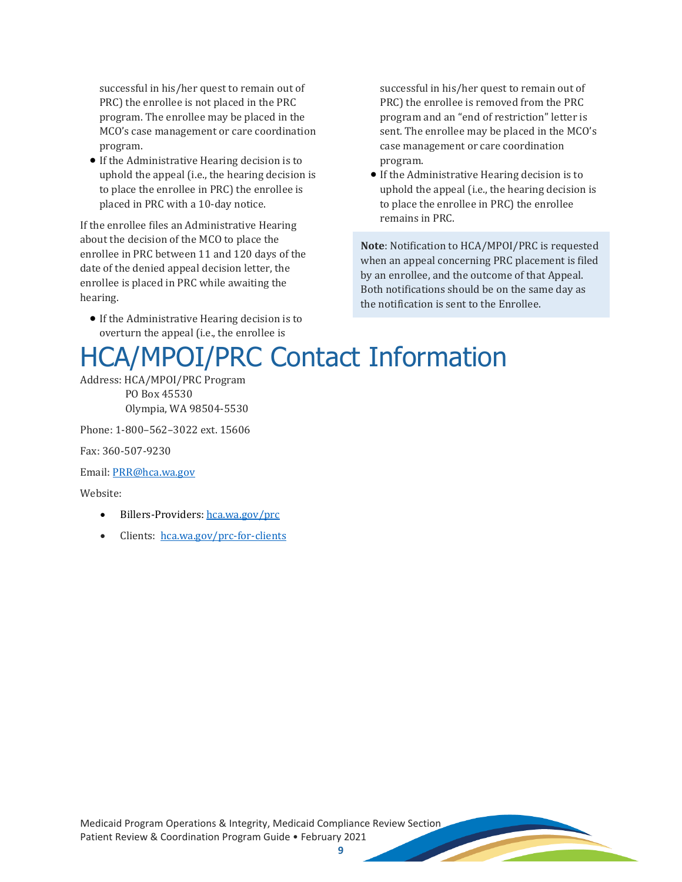successful in his/her quest to remain out of PRC) the enrollee is not placed in the PRC program. The enrollee may be placed in the MCO's case management or care coordination program.

- If the Administrative Hearing decision is to uphold the appeal (i.e., the hearing decision is to place the enrollee in PRC) the enrollee is placed in PRC with a 10-day notice.

If the enrollee files an Administrative Hearing about the decision of the MCO to place the enrollee in PRC between 11 and 120 days of the date of the denied appeal decision letter, the enrollee is placed in PRC while awaiting the hearing.

- If the Administrative Hearing decision is to overturn the appeal (i.e., the enrollee is successful in his/her quest to remain out of PRC) the enrollee is removed from the PRC program and an "end of restriction" letter is sent. The enrollee may be placed in the MCO's case management or care coordination program.
- If the Administrative Hearing decision is to uphold the appeal (i.e., the hearing decision is to place the enrollee in PRC) the enrollee remains in PRC.

**Note**: Notification to HCA/MPOI/PRC is requested when an appeal concerning PRC placement is filed by an enrollee, and the outcome of that Appeal. Both notifications should be on the same day as the notification is sent to the Enrollee.

# HCA/MPOI/PRC Contact Information

Address: HCA/MPOI/PRC Program
PO Box 45530
Olympia, WA 98504-5530

Phone: 1-800–562–3022 ext. 15606

Fax: 360-507-9230

Email: PRR@hca.wa.gov

Website:

- Billers-Providers: hca.wa.gov/prc
- Clients: hca.wa.gov/prc-for-clients